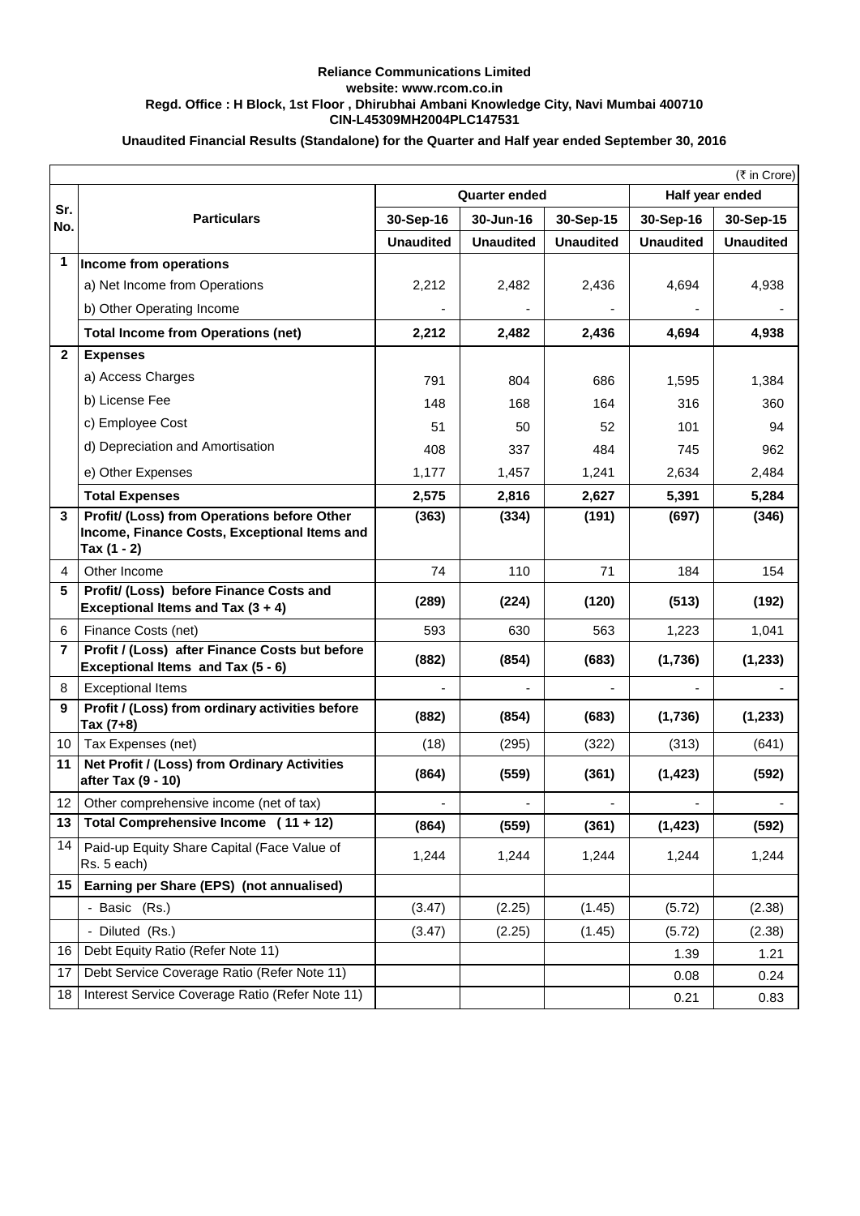**Reliance Communications Limited**
**website: www.rcom.co.in**
**Regd. Office : H Block, 1st Floor , Dhirubhai Ambani Knowledge City, Navi Mumbai 400710**
**CIN-L45309MH2004PLC147531**

**Unaudited Financial Results (Standalone) for the Quarter and Half year ended September 30, 2016**

(₹ in Crore)

| Sr. No. | Particulars | Quarter ended | | | Half year ended | |
|---|---|---|---|---|---|---|
| | | 30-Sep-16 | 30-Jun-16 | 30-Sep-15 | 30-Sep-16 | 30-Sep-15 |
| | | Unaudited | Unaudited | Unaudited | Unaudited | Unaudited |
| **1** | **Income from operations** | | | | | |
| | a) Net Income from Operations | 2,212 | 2,482 | 2,436 | 4,694 | 4,938 |
| | b) Other Operating Income | - | - | - | - | - |
| | **Total Income from Operations (net)** | **2,212** | **2,482** | **2,436** | **4,694** | **4,938** |
| **2** | **Expenses** | | | | | |
| | a) Access Charges | 791 | 804 | 686 | 1,595 | 1,384 |
| | b) License Fee | 148 | 168 | 164 | 316 | 360 |
| | c) Employee Cost | 51 | 50 | 52 | 101 | 94 |
| | d) Depreciation and Amortisation | 408 | 337 | 484 | 745 | 962 |
| | e) Other Expenses | 1,177 | 1,457 | 1,241 | 2,634 | 2,484 |
| | **Total Expenses** | **2,575** | **2,816** | **2,627** | **5,391** | **5,284** |
| **3** | **Profit/ (Loss) from Operations before Other Income, Finance Costs, Exceptional Items and Tax (1 - 2)** | **(363)** | **(334)** | **(191)** | **(697)** | **(346)** |
| 4 | Other Income | 74 | 110 | 71 | 184 | 154 |
| **5** | **Profit/ (Loss) before Finance Costs and Exceptional Items and Tax (3 + 4)** | **(289)** | **(224)** | **(120)** | **(513)** | **(192)** |
| 6 | Finance Costs (net) | 593 | 630 | 563 | 1,223 | 1,041 |
| **7** | **Profit / (Loss) after Finance Costs but before Exceptional Items and Tax (5 - 6)** | **(882)** | **(854)** | **(683)** | **(1,736)** | **(1,233)** |
| 8 | Exceptional Items | - | - | - | - | - |
| **9** | **Profit / (Loss) from ordinary activities before Tax (7+8)** | **(882)** | **(854)** | **(683)** | **(1,736)** | **(1,233)** |
| 10 | Tax Expenses (net) | (18) | (295) | (322) | (313) | (641) |
| **11** | **Net Profit / (Loss) from Ordinary Activities after Tax (9 - 10)** | **(864)** | **(559)** | **(361)** | **(1,423)** | **(592)** |
| 12 | Other comprehensive income (net of tax) | - | - | - | - | - |
| **13** | **Total Comprehensive Income ( 11 + 12)** | **(864)** | **(559)** | **(361)** | **(1,423)** | **(592)** |
| 14 | Paid-up Equity Share Capital (Face Value of Rs. 5 each) | 1,244 | 1,244 | 1,244 | 1,244 | 1,244 |
| **15** | **Earning per Share (EPS) (not annualised)** | | | | | |
| | - Basic (Rs.) | (3.47) | (2.25) | (1.45) | (5.72) | (2.38) |
| | - Diluted (Rs.) | (3.47) | (2.25) | (1.45) | (5.72) | (2.38) |
| 16 | Debt Equity Ratio (Refer Note 11) | | | | 1.39 | 1.21 |
| 17 | Debt Service Coverage Ratio (Refer Note 11) | | | | 0.08 | 0.24 |
| 18 | Interest Service Coverage Ratio (Refer Note 11) | | | | 0.21 | 0.83 |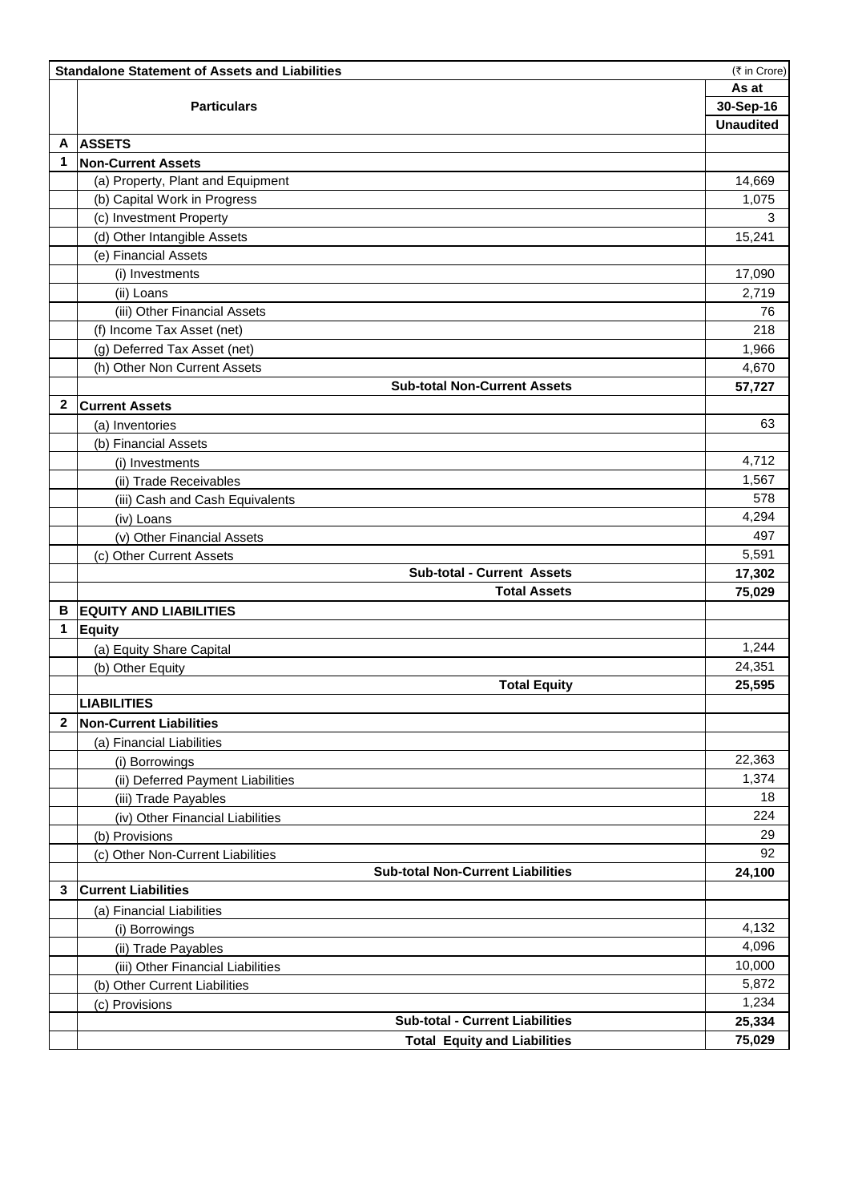| | Standalone Statement of Assets and Liabilities | (₹ in Crore) |
|---|---|---|
| | **Particulars** | **As at 30-Sep-16 Unaudited** |
| **A** | **ASSETS** | |
| **1** | **Non-Current Assets** | |
| | (a) Property, Plant and Equipment | 14,669 |
| | (b) Capital Work in Progress | 1,075 |
| | (c) Investment Property | 3 |
| | (d) Other Intangible Assets | 15,241 |
| | (e) Financial Assets | |
| | (i) Investments | 17,090 |
| | (ii) Loans | 2,719 |
| | (iii) Other Financial Assets | 76 |
| | (f) Income Tax Asset (net) | 218 |
| | (g) Deferred Tax Asset (net) | 1,966 |
| | (h) Other Non Current Assets | 4,670 |
| | **Sub-total Non-Current Assets** | **57,727** |
| **2** | **Current Assets** | |
| | (a) Inventories | 63 |
| | (b) Financial Assets | |
| | (i) Investments | 4,712 |
| | (ii) Trade Receivables | 1,567 |
| | (iii) Cash and Cash Equivalents | 578 |
| | (iv) Loans | 4,294 |
| | (v) Other Financial Assets | 497 |
| | (c) Other Current Assets | 5,591 |
| | **Sub-total - Current Assets** | **17,302** |
| | **Total Assets** | **75,029** |
| **B** | **EQUITY AND LIABILITIES** | |
| **1** | **Equity** | |
| | (a) Equity Share Capital | 1,244 |
| | (b) Other Equity | 24,351 |
| | **Total Equity** | **25,595** |
| | **LIABILITIES** | |
| **2** | **Non-Current Liabilities** | |
| | (a) Financial Liabilities | |
| | (i) Borrowings | 22,363 |
| | (ii) Deferred Payment Liabilities | 1,374 |
| | (iii) Trade Payables | 18 |
| | (iv) Other Financial Liabilities | 224 |
| | (b) Provisions | 29 |
| | (c) Other Non-Current Liabilities | 92 |
| | **Sub-total Non-Current Liabilities** | **24,100** |
| **3** | **Current Liabilities** | |
| | (a) Financial Liabilities | |
| | (i) Borrowings | 4,132 |
| | (ii) Trade Payables | 4,096 |
| | (iii) Other Financial Liabilities | 10,000 |
| | (b) Other Current Liabilities | 5,872 |
| | (c) Provisions | 1,234 |
| | **Sub-total - Current Liabilities** | **25,334** |
| | **Total Equity and Liabilities** | **75,029** |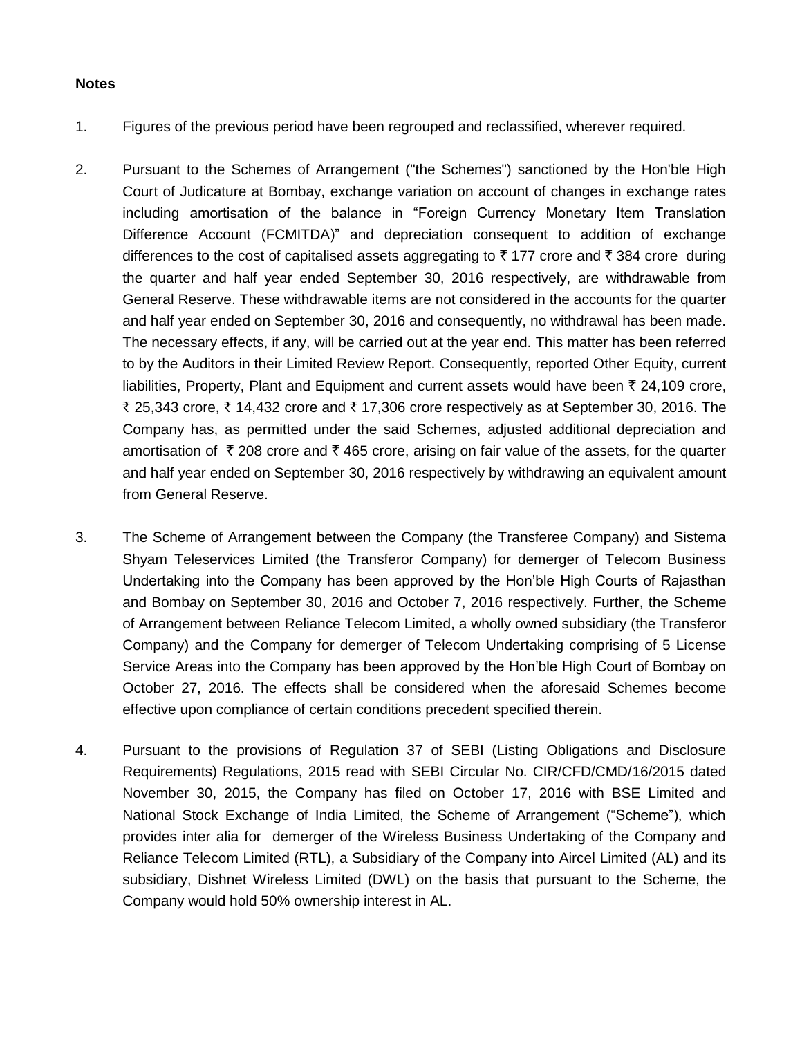**Notes**

1. Figures of the previous period have been regrouped and reclassified, wherever required.

2. Pursuant to the Schemes of Arrangement ("the Schemes") sanctioned by the Hon'ble High Court of Judicature at Bombay, exchange variation on account of changes in exchange rates including amortisation of the balance in “Foreign Currency Monetary Item Translation Difference Account (FCMITDA)” and depreciation consequent to addition of exchange differences to the cost of capitalised assets aggregating to ₹ 177 crore and ₹ 384 crore during the quarter and half year ended September 30, 2016 respectively, are withdrawable from General Reserve. These withdrawable items are not considered in the accounts for the quarter and half year ended on September 30, 2016 and consequently, no withdrawal has been made. The necessary effects, if any, will be carried out at the year end. This matter has been referred to by the Auditors in their Limited Review Report. Consequently, reported Other Equity, current liabilities, Property, Plant and Equipment and current assets would have been ₹ 24,109 crore, ₹ 25,343 crore, ₹ 14,432 crore and ₹ 17,306 crore respectively as at September 30, 2016. The Company has, as permitted under the said Schemes, adjusted additional depreciation and amortisation of ₹ 208 crore and ₹ 465 crore, arising on fair value of the assets, for the quarter and half year ended on September 30, 2016 respectively by withdrawing an equivalent amount from General Reserve.

3. The Scheme of Arrangement between the Company (the Transferee Company) and Sistema Shyam Teleservices Limited (the Transferor Company) for demerger of Telecom Business Undertaking into the Company has been approved by the Hon’ble High Courts of Rajasthan and Bombay on September 30, 2016 and October 7, 2016 respectively. Further, the Scheme of Arrangement between Reliance Telecom Limited, a wholly owned subsidiary (the Transferor Company) and the Company for demerger of Telecom Undertaking comprising of 5 License Service Areas into the Company has been approved by the Hon’ble High Court of Bombay on October 27, 2016. The effects shall be considered when the aforesaid Schemes become effective upon compliance of certain conditions precedent specified therein.

4. Pursuant to the provisions of Regulation 37 of SEBI (Listing Obligations and Disclosure Requirements) Regulations, 2015 read with SEBI Circular No. CIR/CFD/CMD/16/2015 dated November 30, 2015, the Company has filed on October 17, 2016 with BSE Limited and National Stock Exchange of India Limited, the Scheme of Arrangement (“Scheme”), which provides inter alia for demerger of the Wireless Business Undertaking of the Company and Reliance Telecom Limited (RTL), a Subsidiary of the Company into Aircel Limited (AL) and its subsidiary, Dishnet Wireless Limited (DWL) on the basis that pursuant to the Scheme, the Company would hold 50% ownership interest in AL.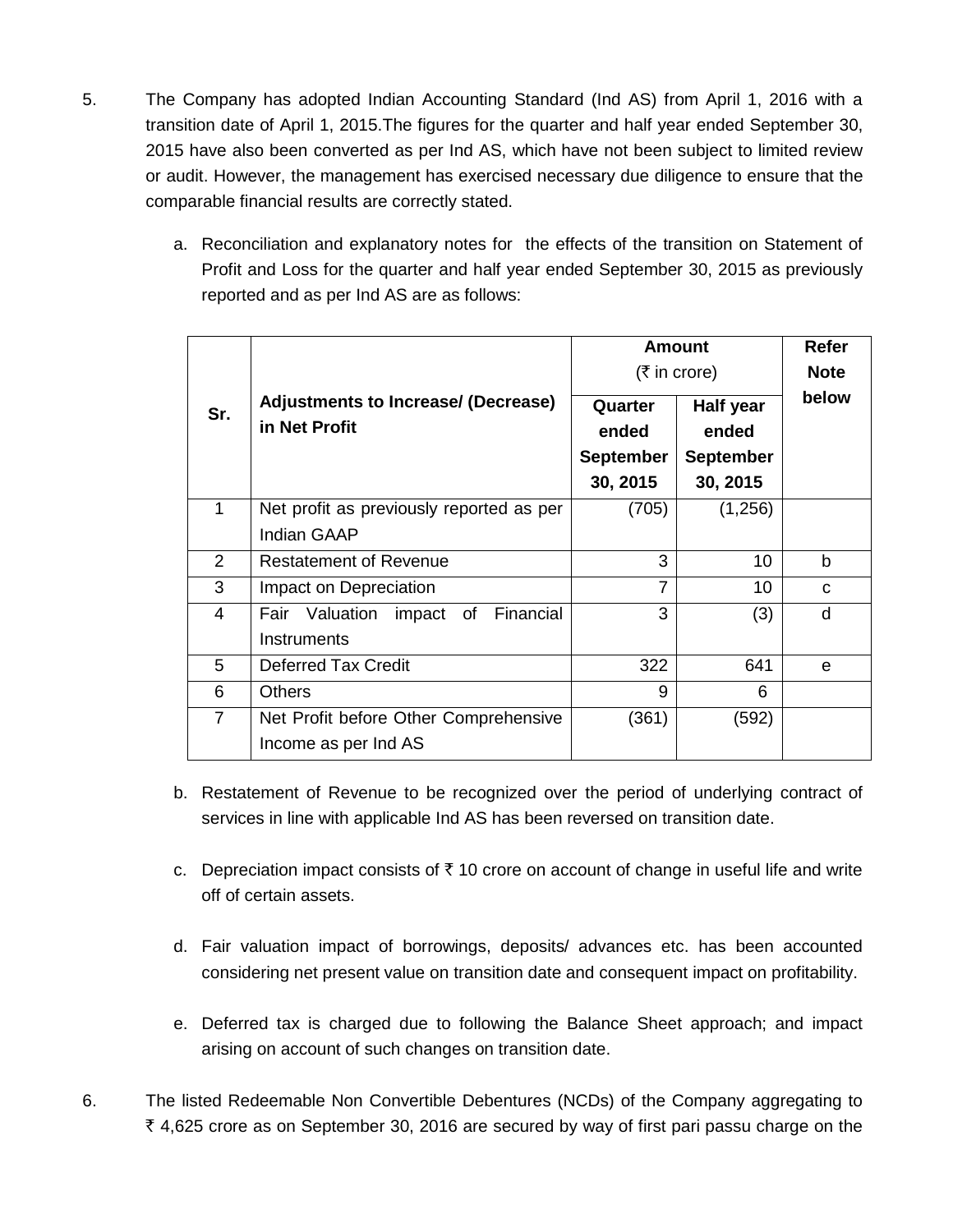5. The Company has adopted Indian Accounting Standard (Ind AS) from April 1, 2016 with a transition date of April 1, 2015.The figures for the quarter and half year ended September 30, 2015 have also been converted as per Ind AS, which have not been subject to limited review or audit. However, the management has exercised necessary due diligence to ensure that the comparable financial results are correctly stated.

   a. Reconciliation and explanatory notes for the effects of the transition on Statement of Profit and Loss for the quarter and half year ended September 30, 2015 as previously reported and as per Ind AS are as follows:

| Sr. | Adjustments to Increase/ (Decrease) in Net Profit | Amount (₹ in crore) | | Refer Note below |
|---|---|---|---|---|
| | | Quarter ended September 30, 2015 | Half year ended September 30, 2015 | |
| 1 | Net profit as previously reported as per Indian GAAP | (705) | (1,256) | |
| 2 | Restatement of Revenue | 3 | 10 | b |
| 3 | Impact on Depreciation | 7 | 10 | c |
| 4 | Fair Valuation impact of Financial Instruments | 3 | (3) | d |
| 5 | Deferred Tax Credit | 322 | 641 | e |
| 6 | Others | 9 | 6 | |
| 7 | Net Profit before Other Comprehensive Income as per Ind AS | (361) | (592) | |

   b. Restatement of Revenue to be recognized over the period of underlying contract of services in line with applicable Ind AS has been reversed on transition date.

   c. Depreciation impact consists of ₹ 10 crore on account of change in useful life and write off of certain assets.

   d. Fair valuation impact of borrowings, deposits/ advances etc. has been accounted considering net present value on transition date and consequent impact on profitability.

   e. Deferred tax is charged due to following the Balance Sheet approach; and impact arising on account of such changes on transition date.

6. The listed Redeemable Non Convertible Debentures (NCDs) of the Company aggregating to ₹ 4,625 crore as on September 30, 2016 are secured by way of first pari passu charge on the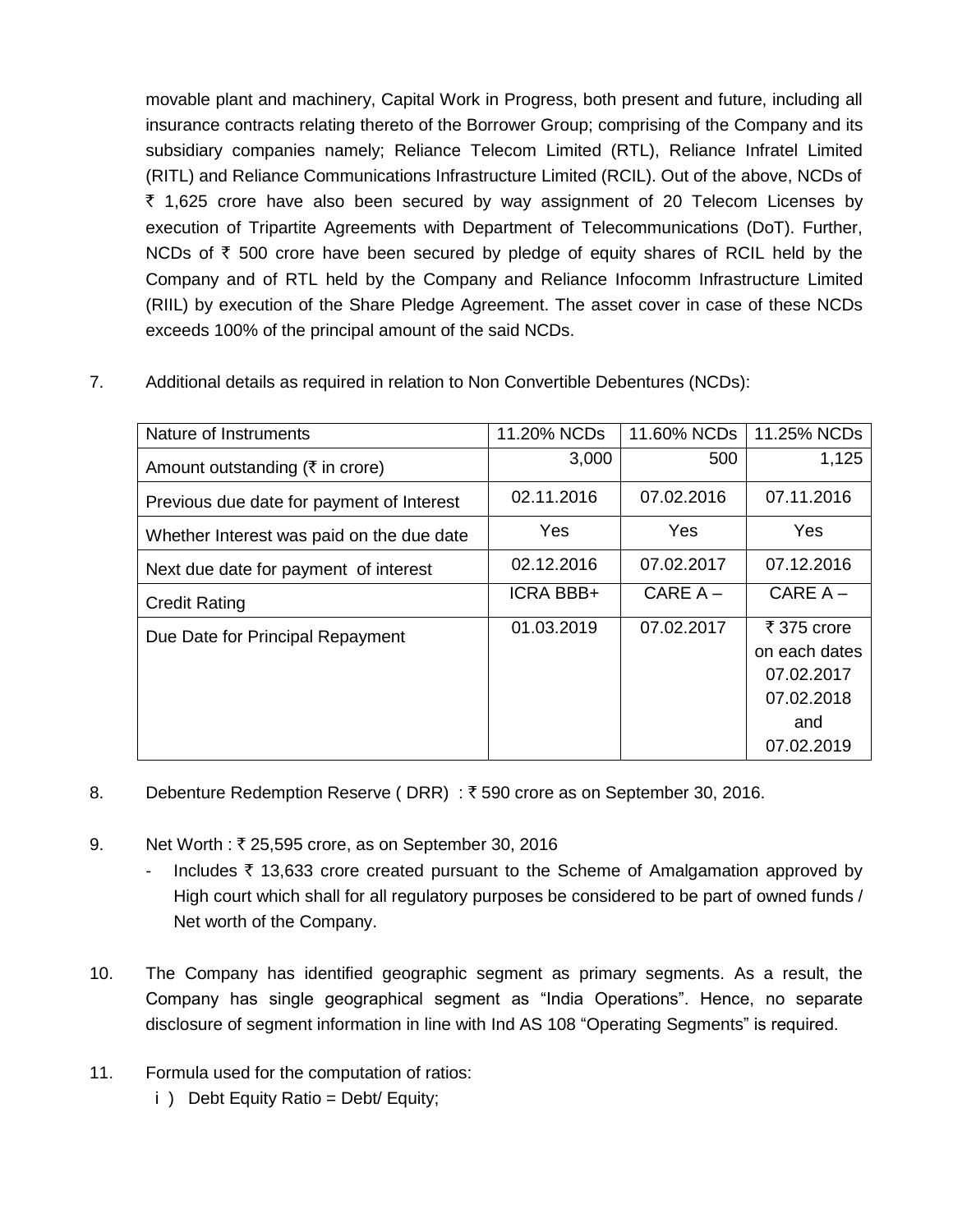movable plant and machinery, Capital Work in Progress, both present and future, including all insurance contracts relating thereto of the Borrower Group; comprising of the Company and its subsidiary companies namely; Reliance Telecom Limited (RTL), Reliance Infratel Limited (RITL) and Reliance Communications Infrastructure Limited (RCIL). Out of the above, NCDs of ₹ 1,625 crore have also been secured by way assignment of 20 Telecom Licenses by execution of Tripartite Agreements with Department of Telecommunications (DoT). Further, NCDs of ₹ 500 crore have been secured by pledge of equity shares of RCIL held by the Company and of RTL held by the Company and Reliance Infocomm Infrastructure Limited (RIIL) by execution of the Share Pledge Agreement. The asset cover in case of these NCDs exceeds 100% of the principal amount of the said NCDs.

7. Additional details as required in relation to Non Convertible Debentures (NCDs):

| Nature of Instruments | 11.20% NCDs | 11.60% NCDs | 11.25% NCDs |
|---|---|---|---|
| Amount outstanding (₹ in crore) | 3,000 | 500 | 1,125 |
| Previous due date for payment of Interest | 02.11.2016 | 07.02.2016 | 07.11.2016 |
| Whether Interest was paid on the due date | Yes | Yes | Yes |
| Next due date for payment of interest | 02.12.2016 | 07.02.2017 | 07.12.2016 |
| Credit Rating | ICRA BBB+ | CARE A – | CARE A – |
| Due Date for Principal Repayment | 01.03.2019 | 07.02.2017 | ₹ 375 crore on each dates 07.02.2017 07.02.2018 and 07.02.2019 |

8. Debenture Redemption Reserve ( DRR) : ₹ 590 crore as on September 30, 2016.

9. Net Worth : ₹ 25,595 crore, as on September 30, 2016
   - Includes ₹ 13,633 crore created pursuant to the Scheme of Amalgamation approved by High court which shall for all regulatory purposes be considered to be part of owned funds / Net worth of the Company.

10. The Company has identified geographic segment as primary segments. As a result, the Company has single geographical segment as "India Operations". Hence, no separate disclosure of segment information in line with Ind AS 108 "Operating Segments" is required.

11. Formula used for the computation of ratios:
    i ) Debt Equity Ratio = Debt/ Equity;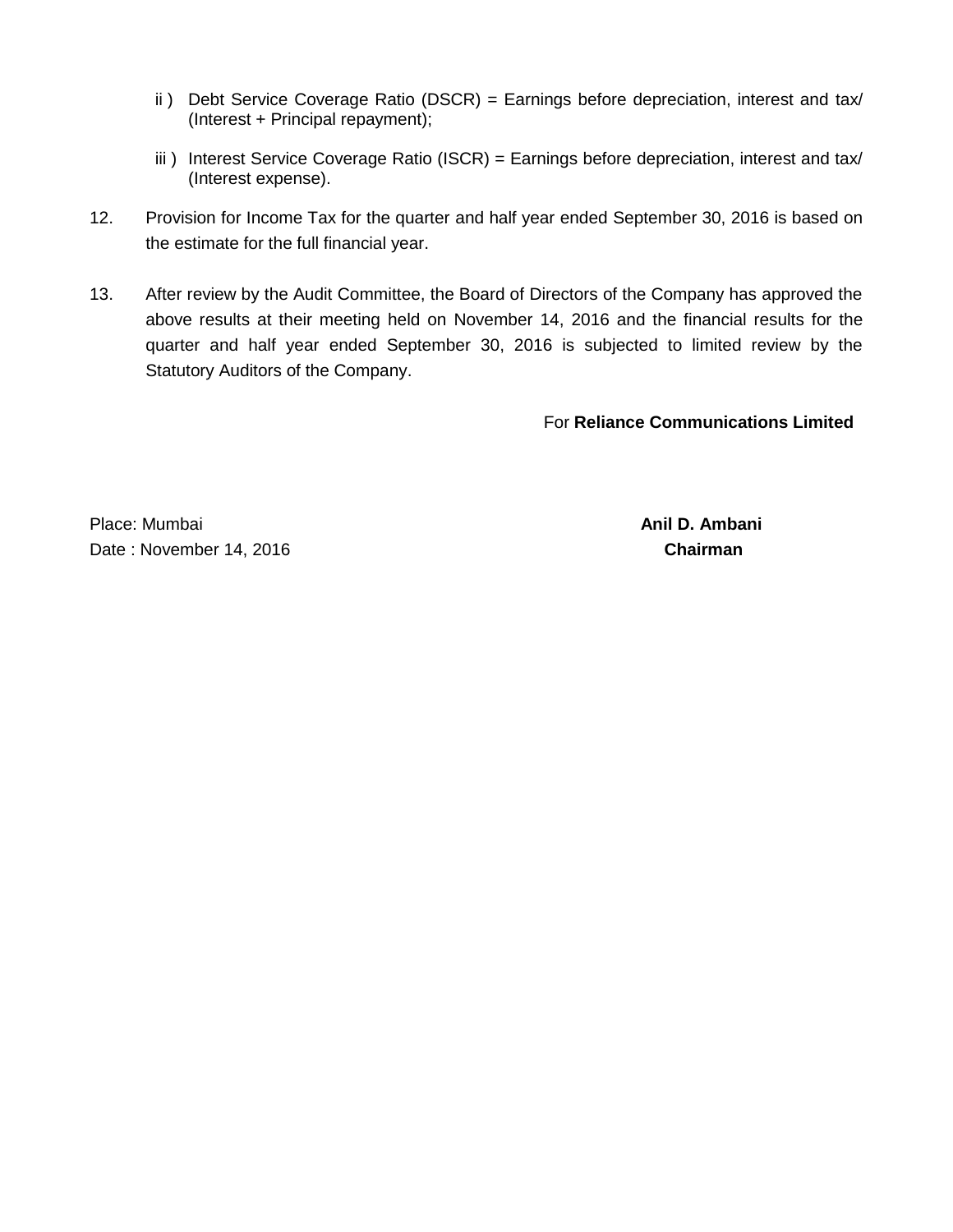ii ) Debt Service Coverage Ratio (DSCR) = Earnings before depreciation, interest and tax/ (Interest + Principal repayment);

iii ) Interest Service Coverage Ratio (ISCR) = Earnings before depreciation, interest and tax/ (Interest expense).

12. Provision for Income Tax for the quarter and half year ended September 30, 2016 is based on the estimate for the full financial year.

13. After review by the Audit Committee, the Board of Directors of the Company has approved the above results at their meeting held on November 14, 2016 and the financial results for the quarter and half year ended September 30, 2016 is subjected to limited review by the Statutory Auditors of the Company.

For **Reliance Communications Limited**

Place: Mumbai
Date : November 14, 2016

**Anil D. Ambani**
**Chairman**